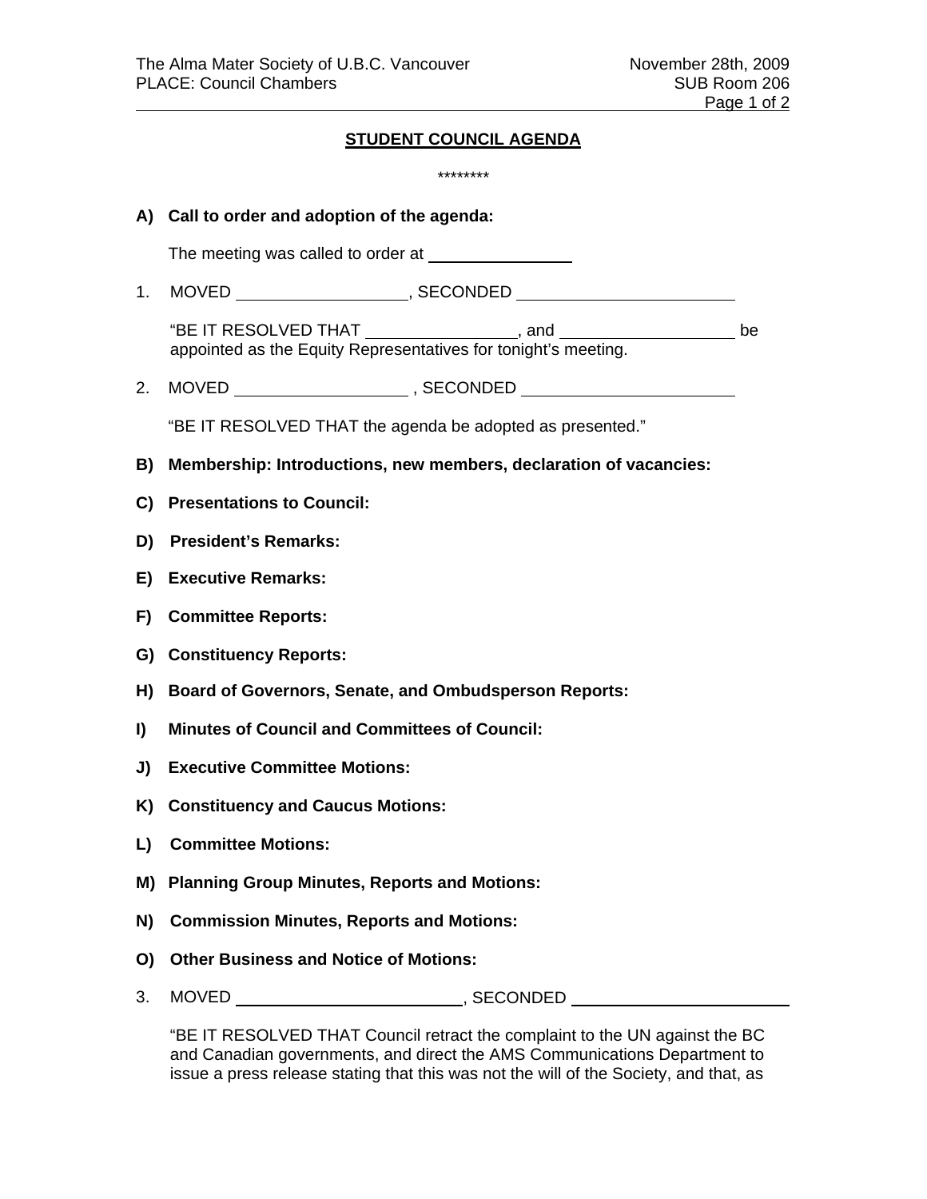The Alma Mater Society of U.B.C. Vancouver
PLACE: Council Chambers

November 28th, 2009
SUB Room 206

## STUDENT COUNCIL AGENDA

\*\*\*\*\*\*\*\*

**A) Call to order and adoption of the agenda:**

The meeting was called to order at ________________

1. MOVED ____________________, SECONDED ________________________

   "BE IT RESOLVED THAT _________________, and ____________________ be appointed as the Equity Representatives for tonight's meeting.

2. MOVED ____________________ , SECONDED ________________________

   "BE IT RESOLVED THAT the agenda be adopted as presented."

**B) Membership: Introductions, new members, declaration of vacancies:**

**C) Presentations to Council:**

**D) President's Remarks:**

**E) Executive Remarks:**

**F) Committee Reports:**

**G) Constituency Reports:**

**H) Board of Governors, Senate, and Ombudsperson Reports:**

**I) Minutes of Council and Committees of Council:**

**J) Executive Committee Motions:**

**K) Constituency and Caucus Motions:**

**L) Committee Motions:**

**M) Planning Group Minutes, Reports and Motions:**

**N) Commission Minutes, Reports and Motions:**

**O) Other Business and Notice of Motions:**

3. MOVED __________________________, SECONDED __________________________

   "BE IT RESOLVED THAT Council retract the complaint to the UN against the BC and Canadian governments, and direct the AMS Communications Department to issue a press release stating that this was not the will of the Society, and that, as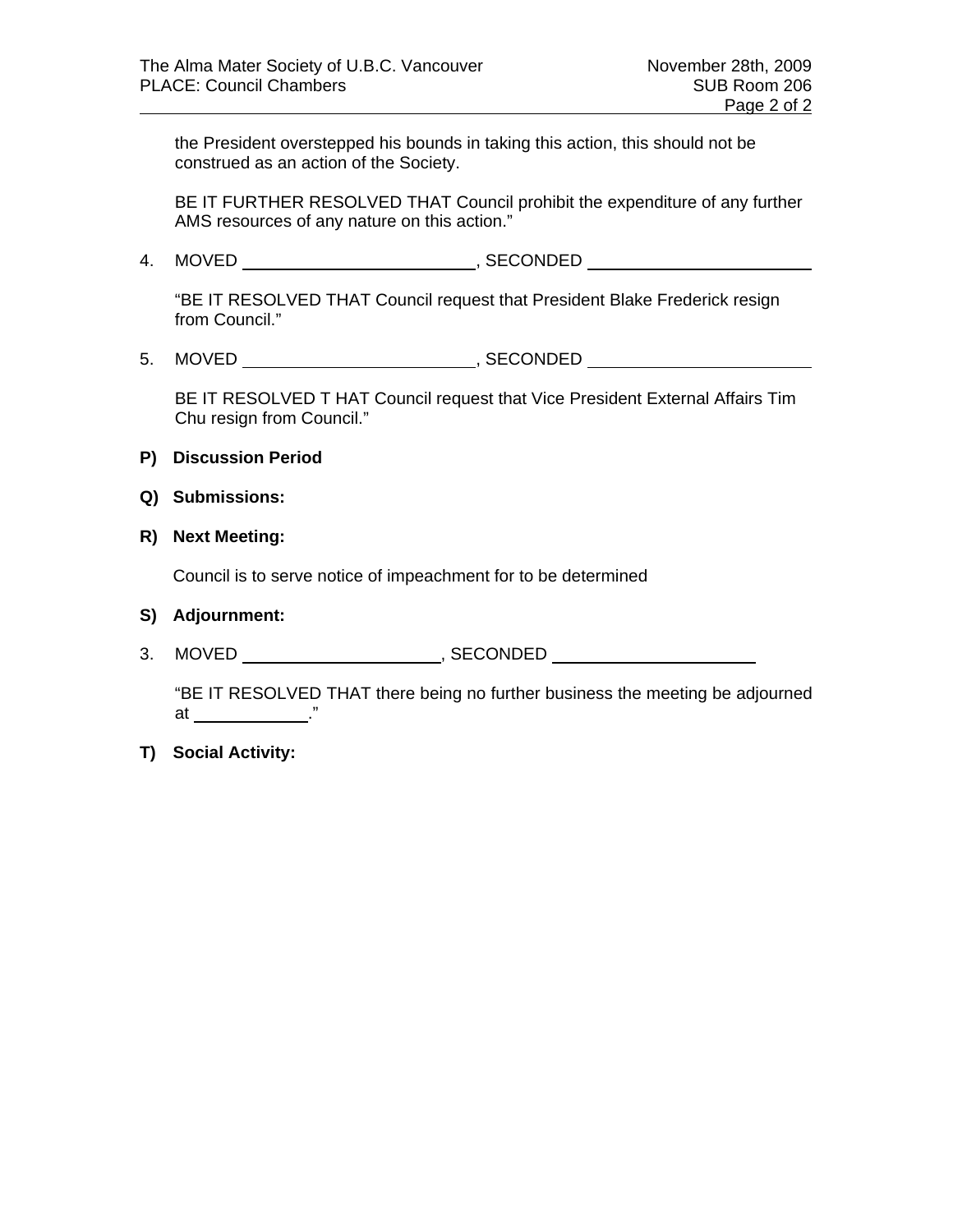the President overstepped his bounds in taking this action, this should not be construed as an action of the Society.

BE IT FURTHER RESOLVED THAT Council prohibit the expenditure of any further AMS resources of any nature on this action."

4. MOVED \_\_\_\_\_\_\_\_\_\_\_\_\_\_\_\_\_\_\_\_\_\_\_\_, SECONDED \_\_\_\_\_\_\_\_\_\_\_\_\_\_\_\_\_\_\_\_\_\_\_\_

   "BE IT RESOLVED THAT Council request that President Blake Frederick resign from Council."

5. MOVED \_\_\_\_\_\_\_\_\_\_\_\_\_\_\_\_\_\_\_\_\_\_\_\_, SECONDED \_\_\_\_\_\_\_\_\_\_\_\_\_\_\_\_\_\_\_\_\_\_\_\_

   BE IT RESOLVED T HAT Council request that Vice President External Affairs Tim Chu resign from Council."

**P) Discussion Period**

**Q) Submissions:**

**R) Next Meeting:**

Council is to serve notice of impeachment for to be determined

**S) Adjournment:**

3. MOVED \_\_\_\_\_\_\_\_\_\_\_\_\_\_\_\_\_\_\_\_\_\_, SECONDED \_\_\_\_\_\_\_\_\_\_\_\_\_\_\_\_\_\_\_\_\_\_

   "BE IT RESOLVED THAT there being no further business the meeting be adjourned at \_\_\_\_\_\_\_\_\_\_\_\_."

**T) Social Activity:**